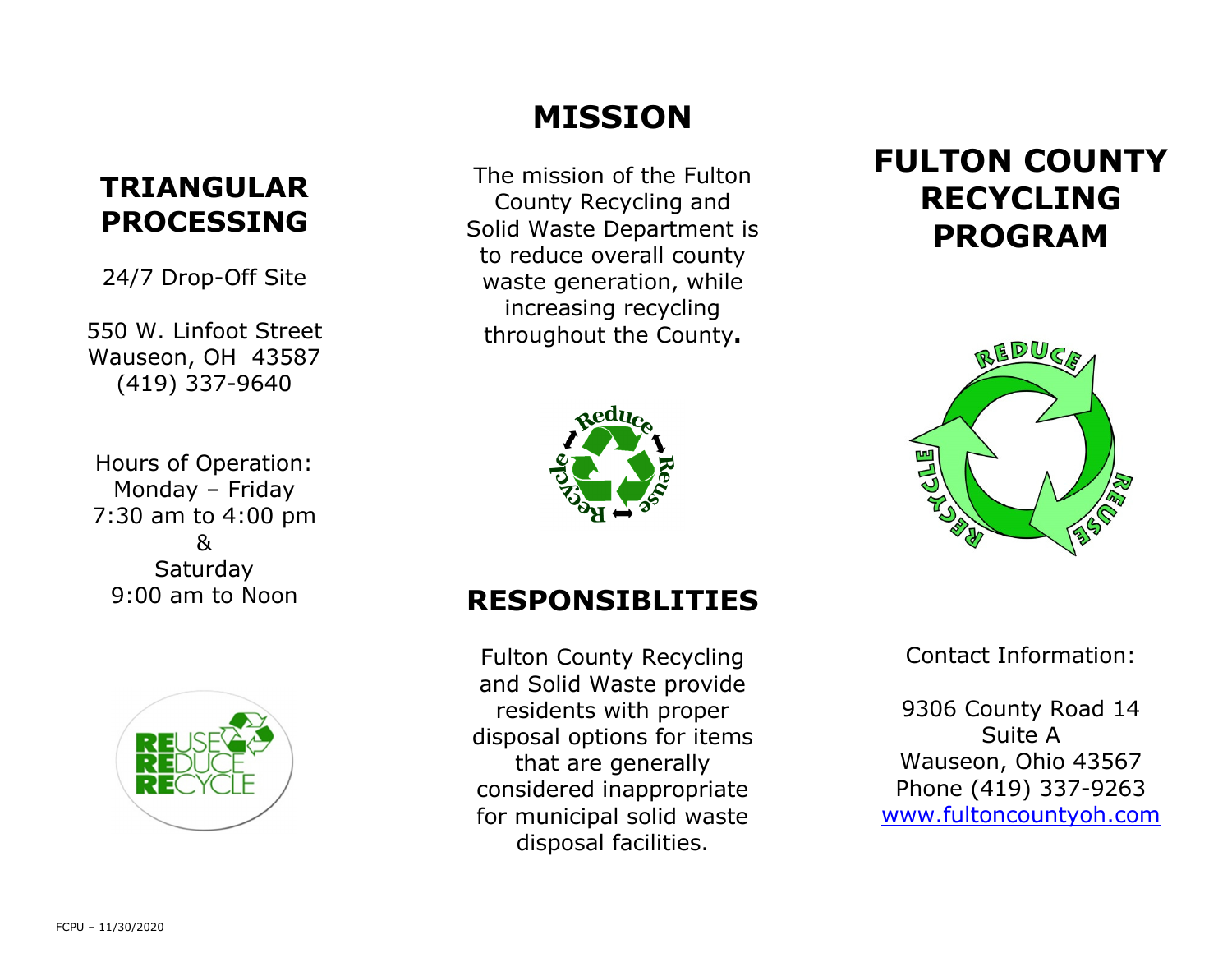# FULTON COUNTY RECYCLING PROGRAM

Contact Information:

9306 County Road 14
Suite A
Wauseon, Ohio 43567
Phone (419) 337-9263
[www.fultoncountyoh.com](http://www.fultoncountyoh.com)

## MISSION

The mission of the Fulton County Recycling and Solid Waste Department is to reduce overall county waste generation, while increasing recycling throughout the County**.**

## RESPONSIBLITIES

Fulton County Recycling and Solid Waste provide residents with proper disposal options for items that are generally considered inappropriate for municipal solid waste disposal facilities.

## TRIANGULAR PROCESSING

24/7 Drop-Off Site

550 W. Linfoot Street
Wauseon, OH 43587
(419) 337-9640

Hours of Operation:
Monday – Friday
7:30 am to 4:00 pm
&
Saturday
9:00 am to Noon

FCPU – 11/30/2020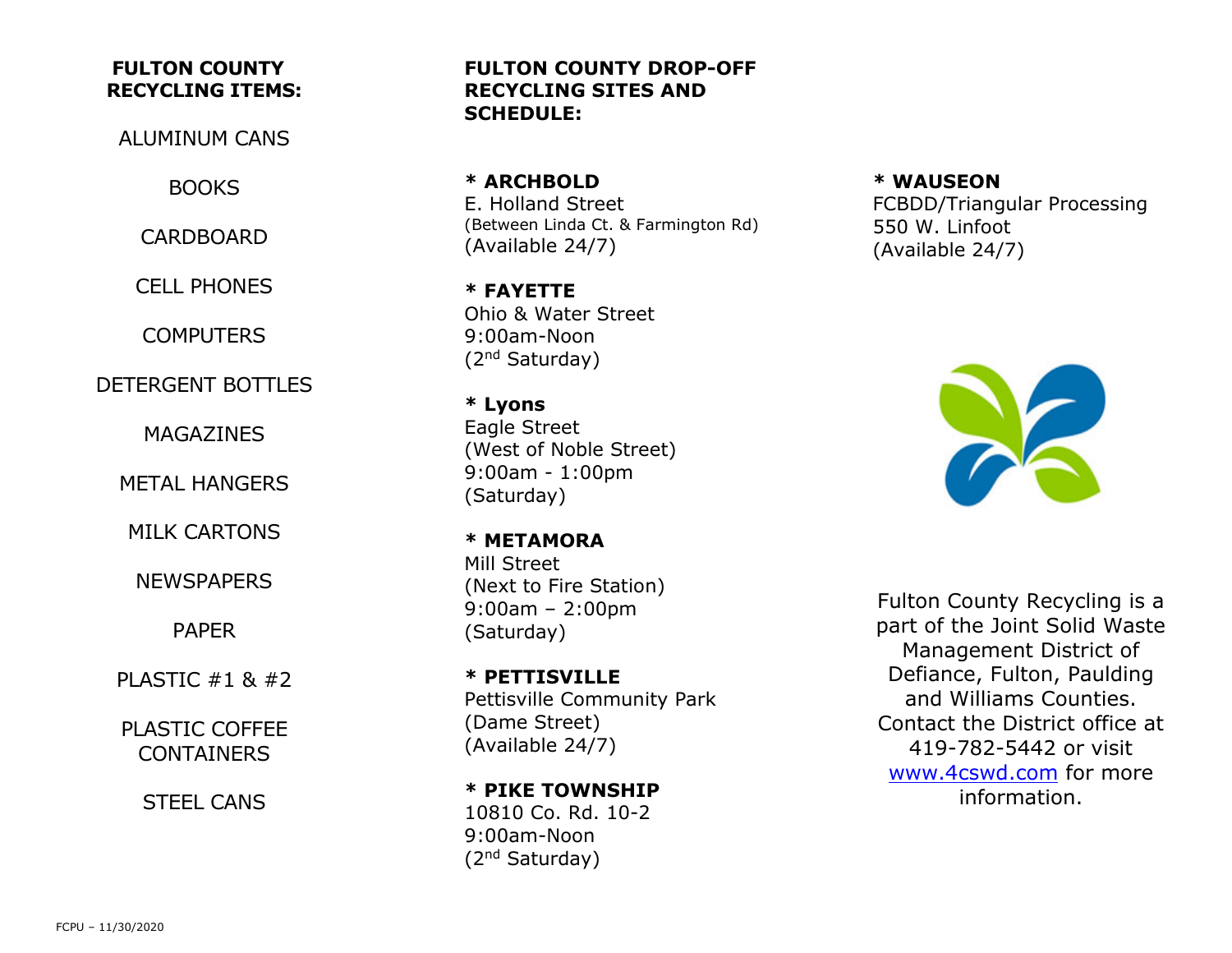## FULTON COUNTY RECYCLING ITEMS:

ALUMINUM CANS

BOOKS

CARDBOARD

CELL PHONES

COMPUTERS

DETERGENT BOTTLES

MAGAZINES

METAL HANGERS

MILK CARTONS

NEWSPAPERS

PAPER

PLASTIC #1 & #2

PLASTIC COFFEE CONTAINERS

STEEL CANS

## FULTON COUNTY DROP-OFF RECYCLING SITES AND SCHEDULE:

**\* ARCHBOLD**
E. Holland Street
(Between Linda Ct. & Farmington Rd)
(Available 24/7)

**\* FAYETTE**
Ohio & Water Street
9:00am-Noon
(2nd Saturday)

**\* Lyons**
Eagle Street
(West of Noble Street)
9:00am - 1:00pm
(Saturday)

**\* METAMORA**
Mill Street
(Next to Fire Station)
9:00am – 2:00pm
(Saturday)

**\* PETTISVILLE**
Pettisville Community Park
(Dame Street)
(Available 24/7)

**\* PIKE TOWNSHIP**
10810 Co. Rd. 10-2
9:00am-Noon
(2nd Saturday)

**\* WAUSEON**
FCBDD/Triangular Processing
550 W. Linfoot
(Available 24/7)

Fulton County Recycling is a part of the Joint Solid Waste Management District of Defiance, Fulton, Paulding and Williams Counties. Contact the District office at 419-782-5442 or visit www.4cswd.com for more information.

FCPU – 11/30/2020